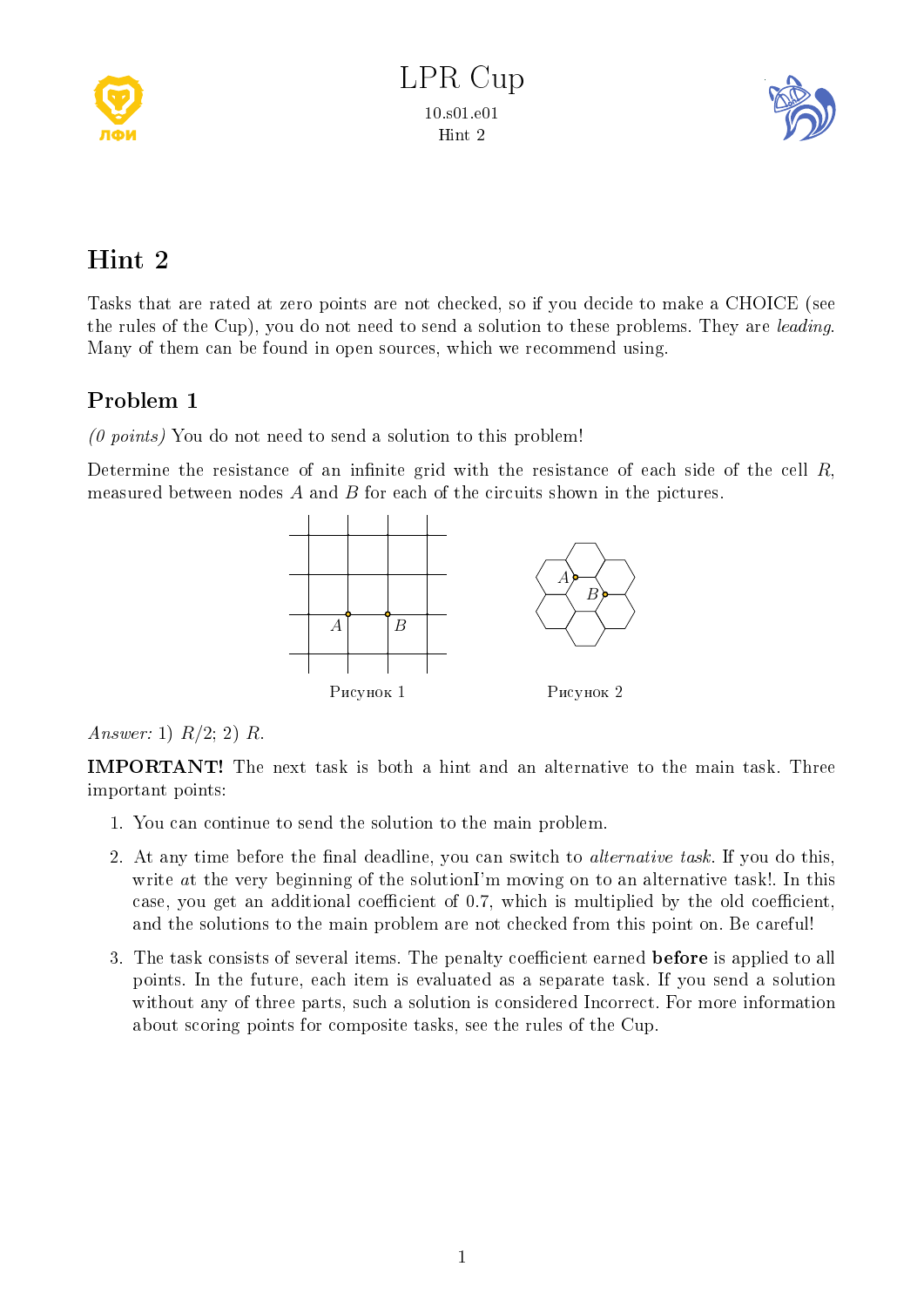# Hint 2

Tasks that are rated at zero points are not checked, so if you decide to make a CHOICE (see the rules of the Cup), you do not need to send a solution to these problems. They are *leading*. Many of them can be found in open sources, which we recommend using.

## Problem 1

*(0 points)* You do not need to send a solution to this problem!

Determine the resistance of an infinite grid with the resistance of each side of the cell $R$, measured between nodes $A$ and $B$ for each of the circuits shown in the pictures.

Рисунок 1

Рисунок 2

*Answer:* 1) $R/2$; 2) $R$.

**IMPORTANT!** The next task is both a hint and an alternative to the main task. Three important points:

1. You can continue to send the solution to the main problem.
2. At any time before the final deadline, you can switch to *alternative task*. If you do this, write *at* the very beginning of the solutionI'm moving on to an alternative task!. In this case, you get an additional coefficient of 0.7, which is multiplied by the old coefficient, and the solutions to the main problem are not checked from this point on. Be careful!
3. The task consists of several items. The penalty coefficient earned **before** is applied to all points. In the future, each item is evaluated as a separate task. If you send a solution without any of three parts, such a solution is considered Incorrect. For more information about scoring points for composite tasks, see the rules of the Cup.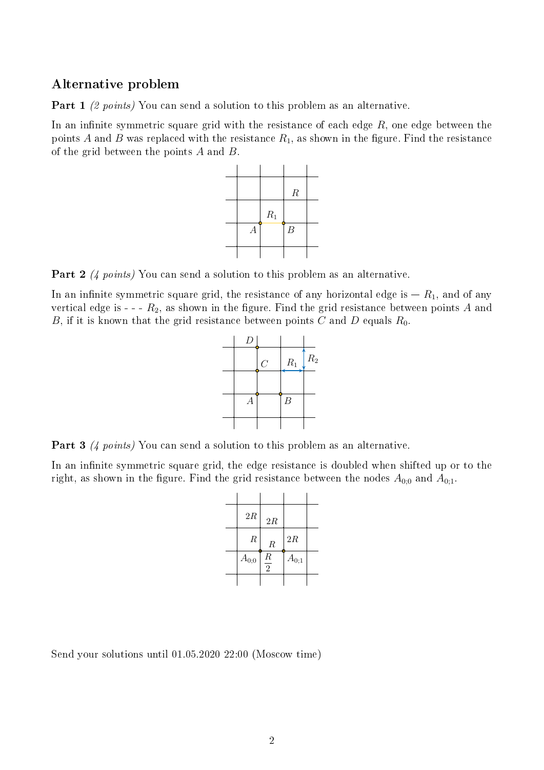## Alternative problem

**Part 1** *(2 points)* You can send a solution to this problem as an alternative.

In an infinite symmetric square grid with the resistance of each edge $R$, one edge between the points $A$ and $B$ was replaced with the resistance $R_1$, as shown in the figure. Find the resistance of the grid between the points $A$ and $B$.

$R$

$R_1$

$A$ $B$

**Part 2** *(4 points)* You can send a solution to this problem as an alternative.

In an infinite symmetric square grid, the resistance of any horizontal edge is — $R_1$, and of any vertical edge is - - - $R_2$, as shown in the figure. Find the grid resistance between points $A$ and $B$, if it is known that the grid resistance between points $C$ and $D$ equals $R_0$.

$D$

$C$ $R_1$ $R_2$

$A$ $B$

**Part 3** *(4 points)* You can send a solution to this problem as an alternative.

In an infinite symmetric square grid, the edge resistance is doubled when shifted up or to the right, as shown in the figure. Find the grid resistance between the nodes $A_{0;0}$ and $A_{0;1}$.

$2R$ $2R$

$R$ $R$ $2R$

$A_{0;0}$ $\frac{R}{2}$ $A_{0;1}$

Send your solutions until 01.05.2020 22:00 (Moscow time)